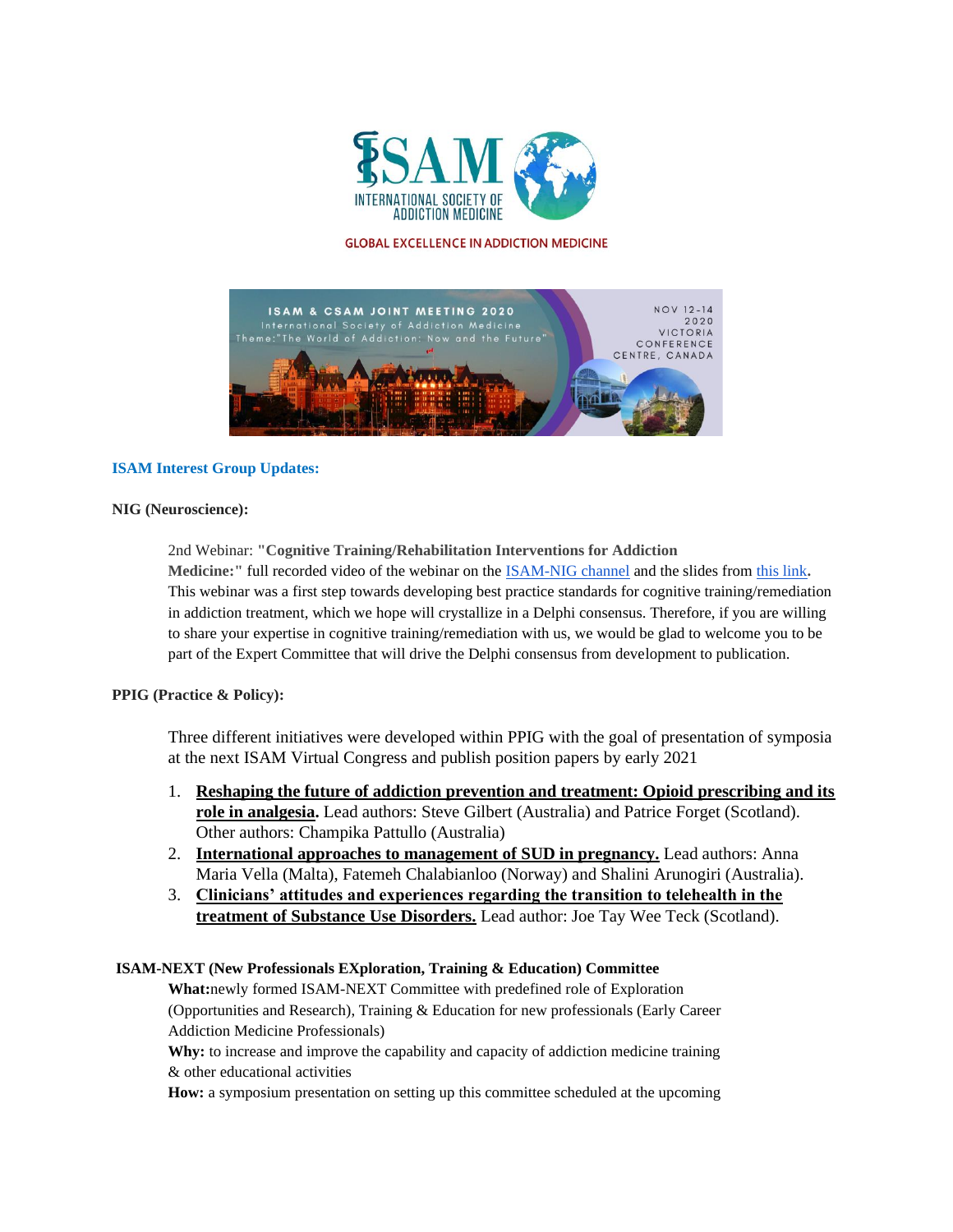ISAM

INTERNATIONAL SOCIETY OF ADDICTION MEDICINE

GLOBAL EXCELLENCE IN ADDICTION MEDICINE

ISAM & CSAM JOINT MEETING 2020
International Society of Addiction Medicine
Theme:"The World of Addiction: Now and the Future"

NOV 12-14 2020
VICTORIA CONFERENCE CENTRE, CANADA

## ISAM Interest Group Updates:

### NIG (Neuroscience):

2nd Webinar: **"Cognitive Training/Rehabilitation Interventions for Addiction Medicine:"** full recorded video of the webinar on the ISAM-NIG channel and the slides from this link**.** This webinar was a first step towards developing best practice standards for cognitive training/remediation in addiction treatment, which we hope will crystallize in a Delphi consensus. Therefore, if you are willing to share your expertise in cognitive training/remediation with us, we would be glad to welcome you to be part of the Expert Committee that will drive the Delphi consensus from development to publication.

### PPIG (Practice & Policy):

Three different initiatives were developed within PPIG with the goal of presentation of symposia at the next ISAM Virtual Congress and publish position papers by early 2021

1. **Reshaping the future of addiction prevention and treatment: Opioid prescribing and its role in analgesia.** Lead authors: Steve Gilbert (Australia) and Patrice Forget (Scotland). Other authors: Champika Pattullo (Australia)
2. **International approaches to management of SUD in pregnancy.** Lead authors: Anna Maria Vella (Malta), Fatemeh Chalabianloo (Norway) and Shalini Arunogiri (Australia).
3. **Clinicians' attitudes and experiences regarding the transition to telehealth in the treatment of Substance Use Disorders.** Lead author: Joe Tay Wee Teck (Scotland).

### ISAM-NEXT (New Professionals EXploration, Training & Education) Committee

**What:**newly formed ISAM-NEXT Committee with predefined role of Exploration (Opportunities and Research), Training & Education for new professionals (Early Career Addiction Medicine Professionals)

**Why:** to increase and improve the capability and capacity of addiction medicine training & other educational activities

**How:** a symposium presentation on setting up this committee scheduled at the upcoming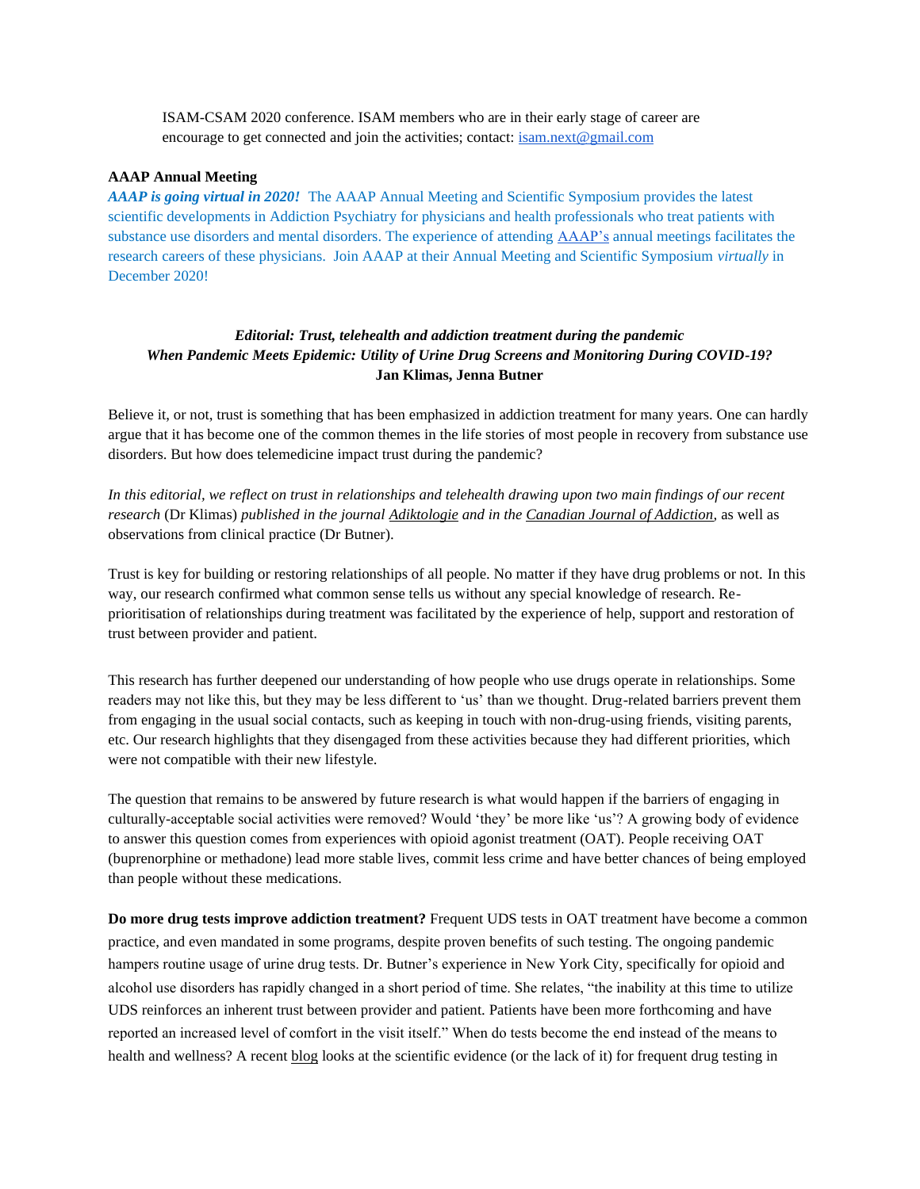ISAM-CSAM 2020 conference. ISAM members who are in their early stage of career are encourage to get connected and join the activities; contact: isam.next@gmail.com

**AAAP Annual Meeting**

***AAAP is going virtual in 2020!*** The AAAP Annual Meeting and Scientific Symposium provides the latest scientific developments in Addiction Psychiatry for physicians and health professionals who treat patients with substance use disorders and mental disorders. The experience of attending AAAP's annual meetings facilitates the research careers of these physicians. Join AAAP at their Annual Meeting and Scientific Symposium *virtually* in December 2020!

***Editorial: Trust, telehealth and addiction treatment during the pandemic***

***When Pandemic Meets Epidemic: Utility of Urine Drug Screens and Monitoring During COVID-19?***

**Jan Klimas, Jenna Butner**

Believe it, or not, trust is something that has been emphasized in addiction treatment for many years. One can hardly argue that it has become one of the common themes in the life stories of most people in recovery from substance use disorders. But how does telemedicine impact trust during the pandemic?

*In this editorial, we reflect on trust in relationships and telehealth drawing upon two main findings of our recent research* (Dr Klimas) *published in the journal Adiktologie and in the Canadian Journal of Addiction,* as well as observations from clinical practice (Dr Butner).

Trust is key for building or restoring relationships of all people. No matter if they have drug problems or not. In this way, our research confirmed what common sense tells us without any special knowledge of research. Re-prioritisation of relationships during treatment was facilitated by the experience of help, support and restoration of trust between provider and patient.

This research has further deepened our understanding of how people who use drugs operate in relationships. Some readers may not like this, but they may be less different to 'us' than we thought. Drug-related barriers prevent them from engaging in the usual social contacts, such as keeping in touch with non-drug-using friends, visiting parents, etc. Our research highlights that they disengaged from these activities because they had different priorities, which were not compatible with their new lifestyle.

The question that remains to be answered by future research is what would happen if the barriers of engaging in culturally-acceptable social activities were removed? Would 'they' be more like 'us'? A growing body of evidence to answer this question comes from experiences with opioid agonist treatment (OAT). People receiving OAT (buprenorphine or methadone) lead more stable lives, commit less crime and have better chances of being employed than people without these medications.

**Do more drug tests improve addiction treatment?** Frequent UDS tests in OAT treatment have become a common practice, and even mandated in some programs, despite proven benefits of such testing. The ongoing pandemic hampers routine usage of urine drug tests. Dr. Butner's experience in New York City, specifically for opioid and alcohol use disorders has rapidly changed in a short period of time. She relates, "the inability at this time to utilize UDS reinforces an inherent trust between provider and patient. Patients have been more forthcoming and have reported an increased level of comfort in the visit itself." When do tests become the end instead of the means to health and wellness? A recent blog looks at the scientific evidence (or the lack of it) for frequent drug testing in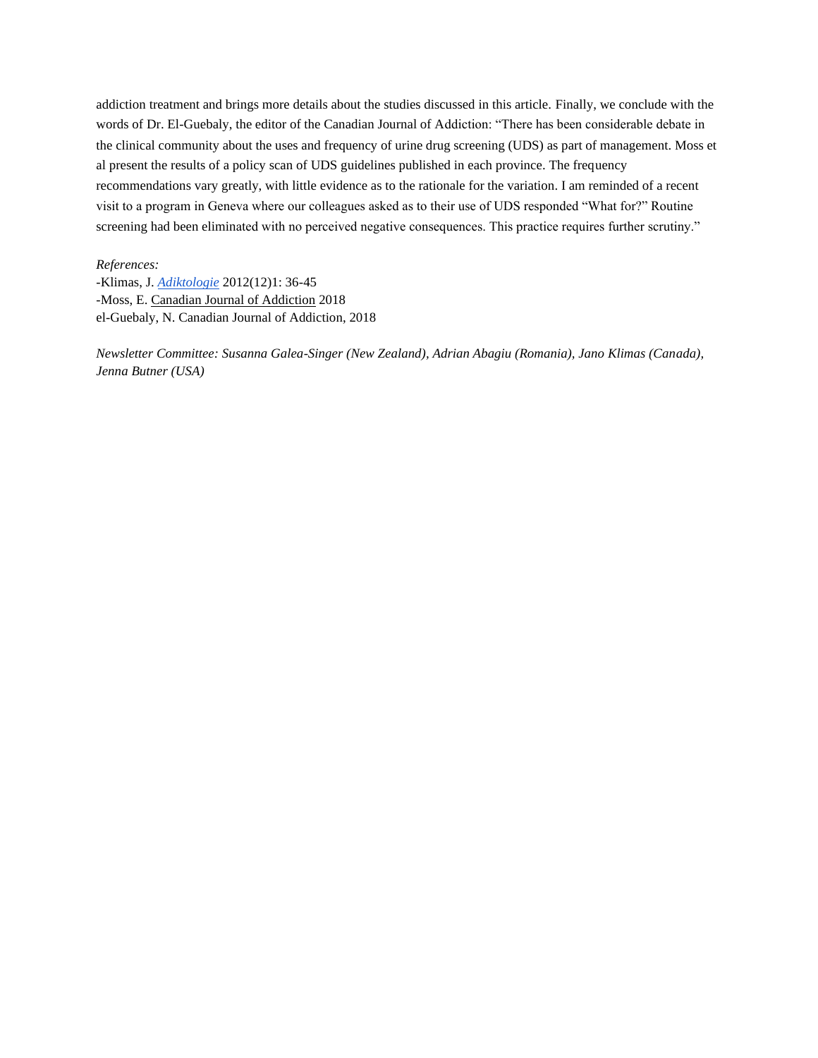addiction treatment and brings more details about the studies discussed in this article. Finally, we conclude with the words of Dr. El-Guebaly, the editor of the Canadian Journal of Addiction: "There has been considerable debate in the clinical community about the uses and frequency of urine drug screening (UDS) as part of management. Moss et al present the results of a policy scan of UDS guidelines published in each province. The frequency recommendations vary greatly, with little evidence as to the rationale for the variation. I am reminded of a recent visit to a program in Geneva where our colleagues asked as to their use of UDS responded "What for?" Routine screening had been eliminated with no perceived negative consequences. This practice requires further scrutiny."

*References:*

-Klimas, J. *Adiktologie* 2012(12)1: 36-45
-Moss, E. Canadian Journal of Addiction 2018
el-Guebaly, N. Canadian Journal of Addiction, 2018

*Newsletter Committee: Susanna Galea-Singer (New Zealand), Adrian Abagiu (Romania), Jano Klimas (Canada), Jenna Butner (USA)*